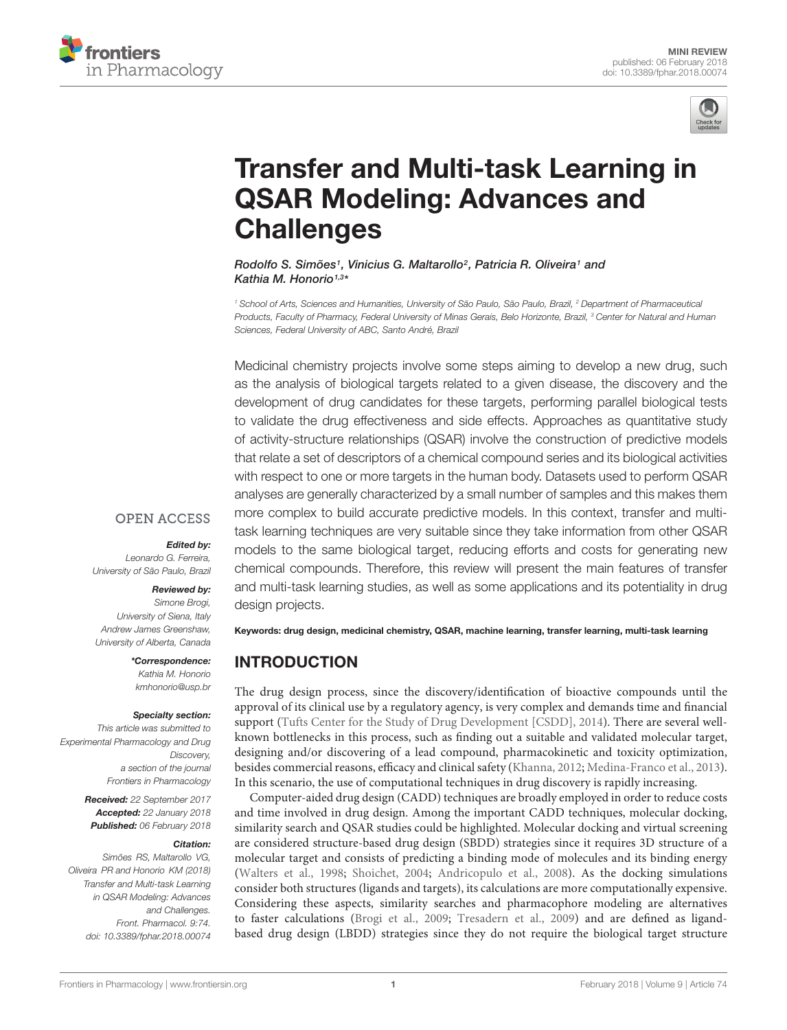MINI REVIEW
published: 06 February 2018
doi: 10.3389/fphar.2018.00074

# Transfer and Multi-task Learning in QSAR Modeling: Advances and Challenges

*Rodolfo S. Simões[1], Vinicius G. Maltarollo[2], Patricia R. Oliveira[1] and Kathia M. Honorio[1,3]\**

[1] School of Arts, Sciences and Humanities, University of São Paulo, São Paulo, Brazil, [2] Department of Pharmaceutical Products, Faculty of Pharmacy, Federal University of Minas Gerais, Belo Horizonte, Brazil, [3] Center for Natural and Human Sciences, Federal University of ABC, Santo André, Brazil

Medicinal chemistry projects involve some steps aiming to develop a new drug, such as the analysis of biological targets related to a given disease, the discovery and the development of drug candidates for these targets, performing parallel biological tests to validate the drug effectiveness and side effects. Approaches as quantitative study of activity-structure relationships (QSAR) involve the construction of predictive models that relate a set of descriptors of a chemical compound series and its biological activities with respect to one or more targets in the human body. Datasets used to perform QSAR analyses are generally characterized by a small number of samples and this makes them more complex to build accurate predictive models. In this context, transfer and multi-task learning techniques are very suitable since they take information from other QSAR models to the same biological target, reducing efforts and costs for generating new chemical compounds. Therefore, this review will present the main features of transfer and multi-task learning studies, as well as some applications and its potentiality in drug design projects.

**Keywords: drug design, medicinal chemistry, QSAR, machine learning, transfer learning, multi-task learning**

OPEN ACCESS

***Edited by:***
Leonardo G. Ferreira, University of São Paulo, Brazil

***Reviewed by:***
Simone Brogi, University of Siena, Italy
Andrew James Greenshaw, University of Alberta, Canada

***\*Correspondence:***
Kathia M. Honorio
kmhonorio@usp.br

***Specialty section:***
This article was submitted to Experimental Pharmacology and Drug Discovery, a section of the journal Frontiers in Pharmacology

***Received:*** 22 September 2017
***Accepted:*** 22 January 2018
***Published:*** 06 February 2018

***Citation:***
Simões RS, Maltarollo VG, Oliveira PR and Honorio KM (2018) Transfer and Multi-task Learning in QSAR Modeling: Advances and Challenges. Front. Pharmacol. 9:74. doi: 10.3389/fphar.2018.00074

## INTRODUCTION

The drug design process, since the discovery/identification of bioactive compounds until the approval of its clinical use by a regulatory agency, is very complex and demands time and financial support (Tufts Center for the Study of Drug Development [CSDD], 2014). There are several well-known bottlenecks in this process, such as finding out a suitable and validated molecular target, designing and/or discovering of a lead compound, pharmacokinetic and toxicity optimization, besides commercial reasons, efficacy and clinical safety (Khanna, 2012; Medina-Franco et al., 2013). In this scenario, the use of computational techniques in drug discovery is rapidly increasing.

Computer-aided drug design (CADD) techniques are broadly employed in order to reduce costs and time involved in drug design. Among the important CADD techniques, molecular docking, similarity search and QSAR studies could be highlighted. Molecular docking and virtual screening are considered structure-based drug design (SBDD) strategies since it requires 3D structure of a molecular target and consists of predicting a binding mode of molecules and its binding energy (Walters et al., 1998; Shoichet, 2004; Andricopulo et al., 2008). As the docking simulations consider both structures (ligands and targets), its calculations are more computationally expensive. Considering these aspects, similarity searches and pharmacophore modeling are alternatives to faster calculations (Brogi et al., 2009; Tresadern et al., 2009) and are defined as ligand-based drug design (LBDD) strategies since they do not require the biological target structure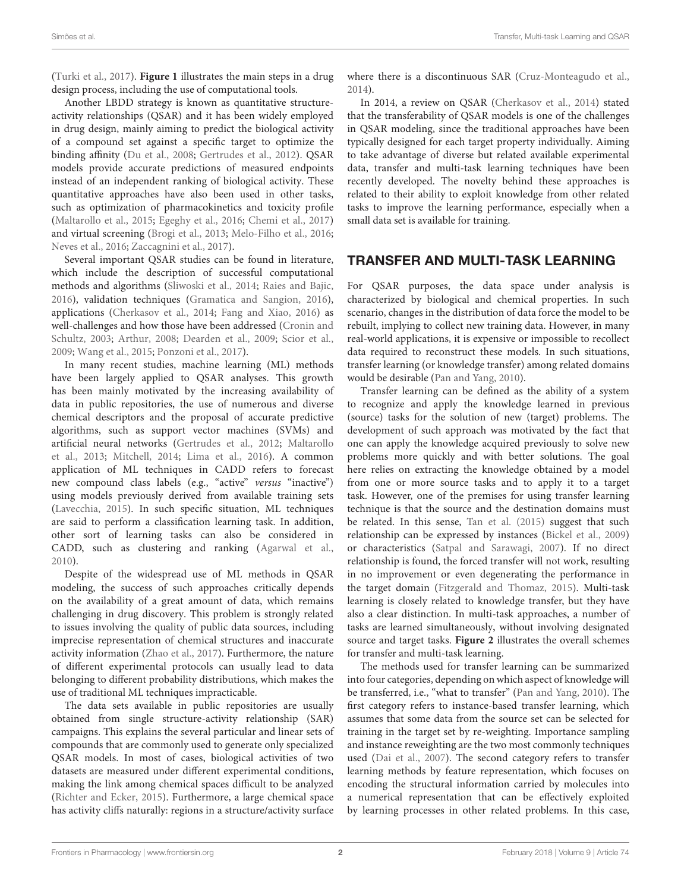(Turki et al., 2017). **Figure 1** illustrates the main steps in a drug design process, including the use of computational tools.

Another LBDD strategy is known as quantitative structure-activity relationships (QSAR) and it has been widely employed in drug design, mainly aiming to predict the biological activity of a compound set against a specific target to optimize the binding affinity (Du et al., 2008; Gertrudes et al., 2012). QSAR models provide accurate predictions of measured endpoints instead of an independent ranking of biological activity. These quantitative approaches have also been used in other tasks, such as optimization of pharmacokinetics and toxicity profile (Maltarollo et al., 2015; Egeghy et al., 2016; Chemi et al., 2017) and virtual screening (Brogi et al., 2013; Melo-Filho et al., 2016; Neves et al., 2016; Zaccagnini et al., 2017).

Several important QSAR studies can be found in literature, which include the description of successful computational methods and algorithms (Sliwoski et al., 2014; Raies and Bajic, 2016), validation techniques (Gramatica and Sangion, 2016), applications (Cherkasov et al., 2014; Fang and Xiao, 2016) as well-challenges and how those have been addressed (Cronin and Schultz, 2003; Arthur, 2008; Dearden et al., 2009; Scior et al., 2009; Wang et al., 2015; Ponzoni et al., 2017).

In many recent studies, machine learning (ML) methods have been largely applied to QSAR analyses. This growth has been mainly motivated by the increasing availability of data in public repositories, the use of numerous and diverse chemical descriptors and the proposal of accurate predictive algorithms, such as support vector machines (SVMs) and artificial neural networks (Gertrudes et al., 2012; Maltarollo et al., 2013; Mitchell, 2014; Lima et al., 2016). A common application of ML techniques in CADD refers to forecast new compound class labels (e.g., "active" *versus* "inactive") using models previously derived from available training sets (Lavecchia, 2015). In such specific situation, ML techniques are said to perform a classification learning task. In addition, other sort of learning tasks can also be considered in CADD, such as clustering and ranking (Agarwal et al., 2010).

Despite of the widespread use of ML methods in QSAR modeling, the success of such approaches critically depends on the availability of a great amount of data, which remains challenging in drug discovery. This problem is strongly related to issues involving the quality of public data sources, including imprecise representation of chemical structures and inaccurate activity information (Zhao et al., 2017). Furthermore, the nature of different experimental protocols can usually lead to data belonging to different probability distributions, which makes the use of traditional ML techniques impracticable.

The data sets available in public repositories are usually obtained from single structure-activity relationship (SAR) campaigns. This explains the several particular and linear sets of compounds that are commonly used to generate only specialized QSAR models. In most of cases, biological activities of two datasets are measured under different experimental conditions, making the link among chemical spaces difficult to be analyzed (Richter and Ecker, 2015). Furthermore, a large chemical space has activity cliffs naturally: regions in a structure/activity surface where there is a discontinuous SAR (Cruz-Monteagudo et al., 2014).

In 2014, a review on QSAR (Cherkasov et al., 2014) stated that the transferability of QSAR models is one of the challenges in QSAR modeling, since the traditional approaches have been typically designed for each target property individually. Aiming to take advantage of diverse but related available experimental data, transfer and multi-task learning techniques have been recently developed. The novelty behind these approaches is related to their ability to exploit knowledge from other related tasks to improve the learning performance, especially when a small data set is available for training.

## TRANSFER AND MULTI-TASK LEARNING

For QSAR purposes, the data space under analysis is characterized by biological and chemical properties. In such scenario, changes in the distribution of data force the model to be rebuilt, implying to collect new training data. However, in many real-world applications, it is expensive or impossible to recollect data required to reconstruct these models. In such situations, transfer learning (or knowledge transfer) among related domains would be desirable (Pan and Yang, 2010).

Transfer learning can be defined as the ability of a system to recognize and apply the knowledge learned in previous (source) tasks for the solution of new (target) problems. The development of such approach was motivated by the fact that one can apply the knowledge acquired previously to solve new problems more quickly and with better solutions. The goal here relies on extracting the knowledge obtained by a model from one or more source tasks and to apply it to a target task. However, one of the premises for using transfer learning technique is that the source and the destination domains must be related. In this sense, Tan et al. (2015) suggest that such relationship can be expressed by instances (Bickel et al., 2009) or characteristics (Satpal and Sarawagi, 2007). If no direct relationship is found, the forced transfer will not work, resulting in no improvement or even degenerating the performance in the target domain (Fitzgerald and Thomaz, 2015). Multi-task learning is closely related to knowledge transfer, but they have also a clear distinction. In multi-task approaches, a number of tasks are learned simultaneously, without involving designated source and target tasks. **Figure 2** illustrates the overall schemes for transfer and multi-task learning.

The methods used for transfer learning can be summarized into four categories, depending on which aspect of knowledge will be transferred, i.e., "what to transfer" (Pan and Yang, 2010). The first category refers to instance-based transfer learning, which assumes that some data from the source set can be selected for training in the target set by re-weighting. Importance sampling and instance reweighting are the two most commonly techniques used (Dai et al., 2007). The second category refers to transfer learning methods by feature representation, which focuses on encoding the structural information carried by molecules into a numerical representation that can be effectively exploited by learning processes in other related problems. In this case,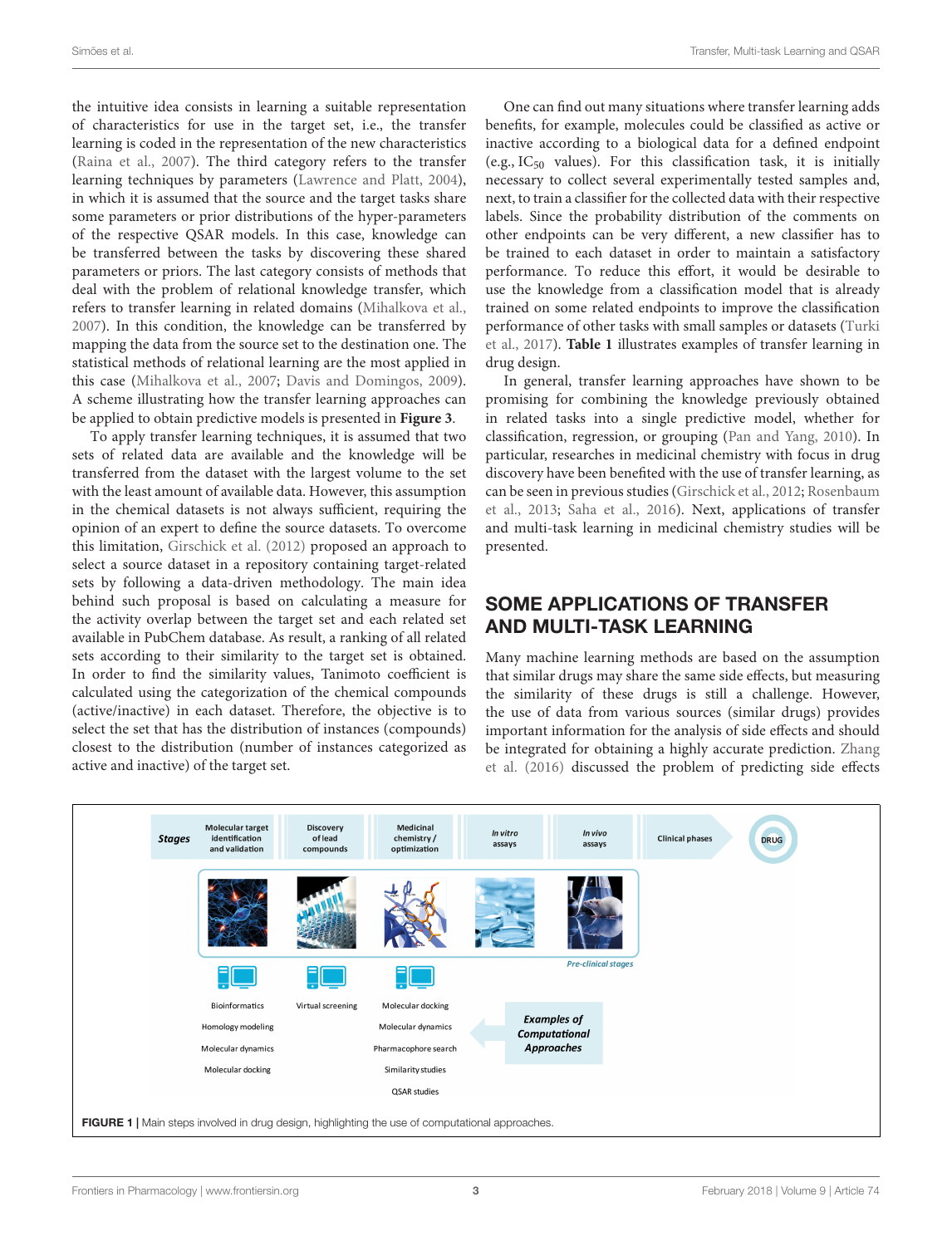the intuitive idea consists in learning a suitable representation of characteristics for use in the target set, i.e., the transfer learning is coded in the representation of the new characteristics (Raina et al., 2007). The third category refers to the transfer learning techniques by parameters (Lawrence and Platt, 2004), in which it is assumed that the source and the target tasks share some parameters or prior distributions of the hyper-parameters of the respective QSAR models. In this case, knowledge can be transferred between the tasks by discovering these shared parameters or priors. The last category consists of methods that deal with the problem of relational knowledge transfer, which refers to transfer learning in related domains (Mihalkova et al., 2007). In this condition, the knowledge can be transferred by mapping the data from the source set to the destination one. The statistical methods of relational learning are the most applied in this case (Mihalkova et al., 2007; Davis and Domingos, 2009). A scheme illustrating how the transfer learning approaches can be applied to obtain predictive models is presented in **Figure 3**.

To apply transfer learning techniques, it is assumed that two sets of related data are available and the knowledge will be transferred from the dataset with the largest volume to the set with the least amount of available data. However, this assumption in the chemical datasets is not always sufficient, requiring the opinion of an expert to define the source datasets. To overcome this limitation, Girschick et al. (2012) proposed an approach to select a source dataset in a repository containing target-related sets by following a data-driven methodology. The main idea behind such proposal is based on calculating a measure for the activity overlap between the target set and each related set available in PubChem database. As result, a ranking of all related sets according to their similarity to the target set is obtained. In order to find the similarity values, Tanimoto coefficient is calculated using the categorization of the chemical compounds (active/inactive) in each dataset. Therefore, the objective is to select the set that has the distribution of instances (compounds) closest to the distribution (number of instances categorized as active and inactive) of the target set.

One can find out many situations where transfer learning adds benefits, for example, molecules could be classified as active or inactive according to a biological data for a defined endpoint (e.g., $IC_{50}$ values). For this classification task, it is initially necessary to collect several experimentally tested samples and, next, to train a classifier for the collected data with their respective labels. Since the probability distribution of the comments on other endpoints can be very different, a new classifier has to be trained to each dataset in order to maintain a satisfactory performance. To reduce this effort, it would be desirable to use the knowledge from a classification model that is already trained on some related endpoints to improve the classification performance of other tasks with small samples or datasets (Turki et al., 2017). **Table 1** illustrates examples of transfer learning in drug design.

In general, transfer learning approaches have shown to be promising for combining the knowledge previously obtained in related tasks into a single predictive model, whether for classification, regression, or grouping (Pan and Yang, 2010). In particular, researches in medicinal chemistry with focus in drug discovery have been benefited with the use of transfer learning, as can be seen in previous studies (Girschick et al., 2012; Rosenbaum et al., 2013; Saha et al., 2016). Next, applications of transfer and multi-task learning in medicinal chemistry studies will be presented.

## SOME APPLICATIONS OF TRANSFER AND MULTI-TASK LEARNING

Many machine learning methods are based on the assumption that similar drugs may share the same side effects, but measuring the similarity of these drugs is still a challenge. However, the use of data from various sources (similar drugs) provides important information for the analysis of side effects and should be integrated for obtaining a highly accurate prediction. Zhang et al. (2016) discussed the problem of predicting side effects

**FIGURE 1** | Main steps involved in drug design, highlighting the use of computational approaches.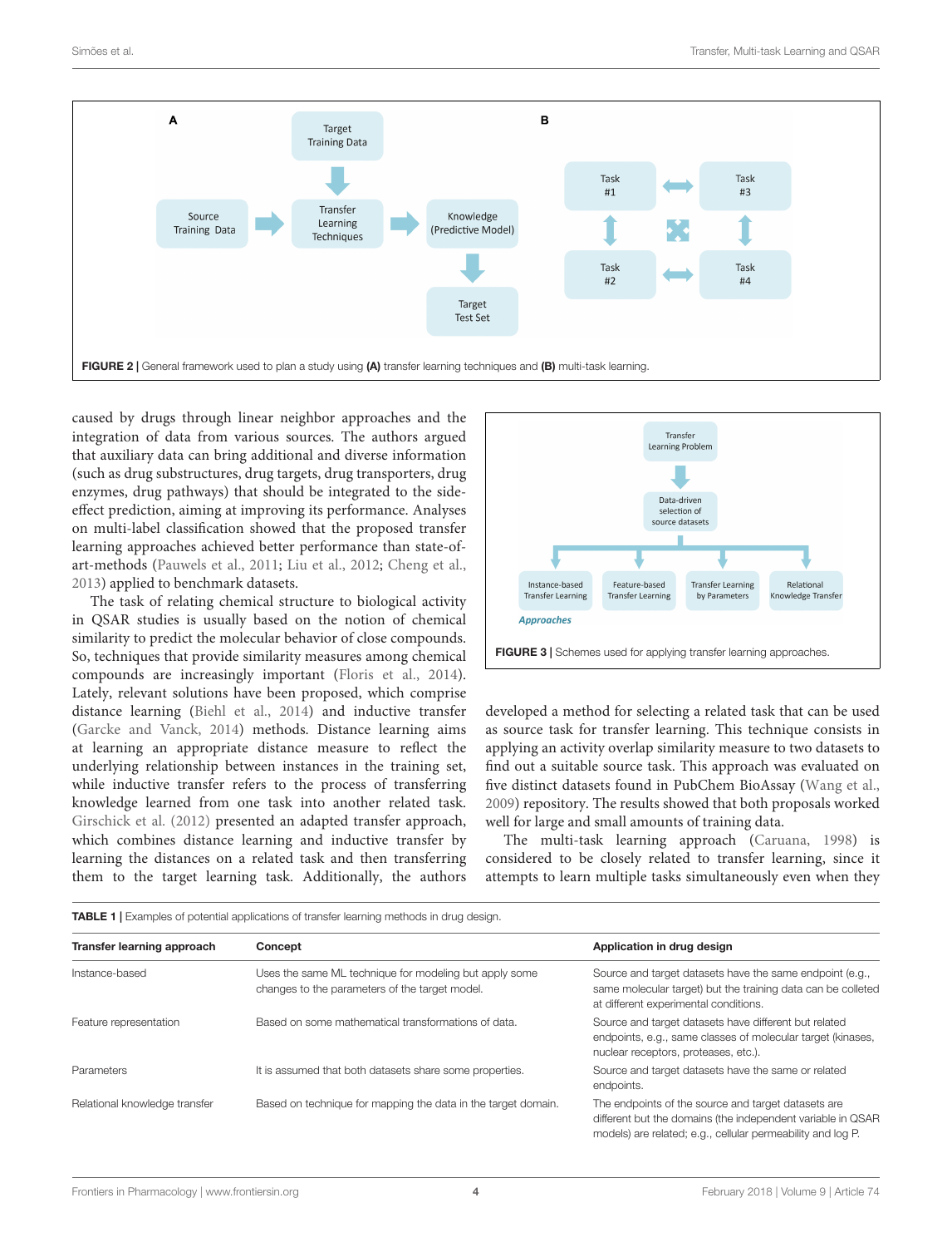FIGURE 2 | General framework used to plan a study using **(A)** transfer learning techniques and **(B)** multi-task learning.

caused by drugs through linear neighbor approaches and the integration of data from various sources. The authors argued that auxiliary data can bring additional and diverse information (such as drug substructures, drug targets, drug transporters, drug enzymes, drug pathways) that should be integrated to the side-effect prediction, aiming at improving its performance. Analyses on multi-label classification showed that the proposed transfer learning approaches achieved better performance than state-of-art-methods (Pauwels et al., 2011; Liu et al., 2012; Cheng et al., 2013) applied to benchmark datasets.

The task of relating chemical structure to biological activity in QSAR studies is usually based on the notion of chemical similarity to predict the molecular behavior of close compounds. So, techniques that provide similarity measures among chemical compounds are increasingly important (Floris et al., 2014). Lately, relevant solutions have been proposed, which comprise distance learning (Biehl et al., 2014) and inductive transfer (Garcke and Vanck, 2014) methods. Distance learning aims at learning an appropriate distance measure to reflect the underlying relationship between instances in the training set, while inductive transfer refers to the process of transferring knowledge learned from one task into another related task. Girschick et al. (2012) presented an adapted transfer approach, which combines distance learning and inductive transfer by learning the distances on a related task and then transferring them to the target learning task. Additionally, the authors developed a method for selecting a related task that can be used as source task for transfer learning. This technique consists in applying an activity overlap similarity measure to two datasets to find out a suitable source task. This approach was evaluated on five distinct datasets found in PubChem BioAssay (Wang et al., 2009) repository. The results showed that both proposals worked well for large and small amounts of training data.

FIGURE 3 | Schemes used for applying transfer learning approaches.

The multi-task learning approach (Caruana, 1998) is considered to be closely related to transfer learning, since it attempts to learn multiple tasks simultaneously even when they

TABLE 1 | Examples of potential applications of transfer learning methods in drug design.

| Transfer learning approach | Concept | Application in drug design |
|---|---|---|
| Instance-based | Uses the same ML technique for modeling but apply some changes to the parameters of the target model. | Source and target datasets have the same endpoint (e.g., same molecular target) but the training data can be colleted at different experimental conditions. |
| Feature representation | Based on some mathematical transformations of data. | Source and target datasets have different but related endpoints, e.g., same classes of molecular target (kinases, nuclear receptors, proteases, etc.). |
| Parameters | It is assumed that both datasets share some properties. | Source and target datasets have the same or related endpoints. |
| Relational knowledge transfer | Based on technique for mapping the data in the target domain. | The endpoints of the source and target datasets are different but the domains (the independent variable in QSAR models) are related; e.g., cellular permeability and log P. |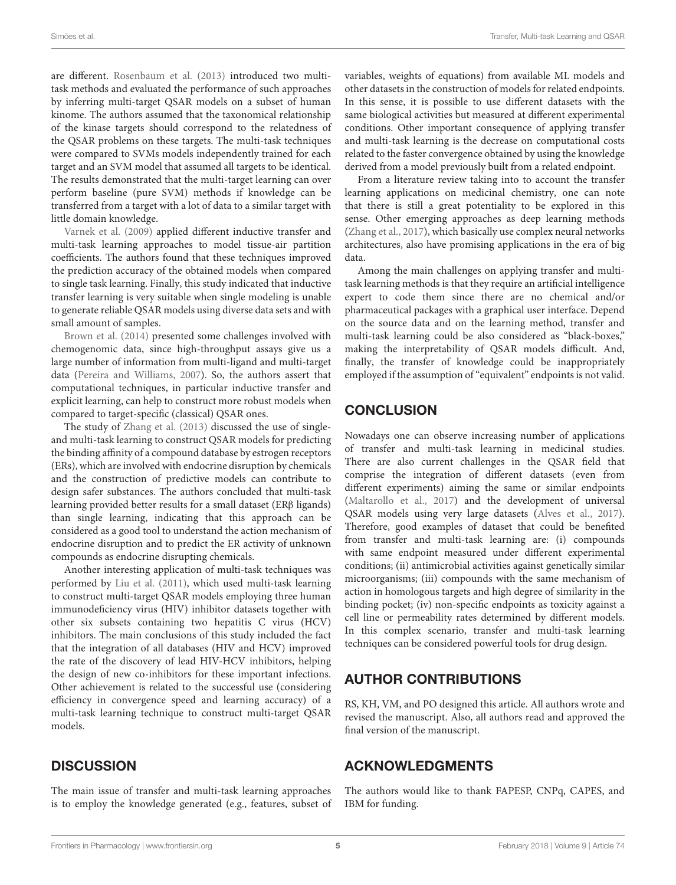are different. Rosenbaum et al. (2013) introduced two multi-task methods and evaluated the performance of such approaches by inferring multi-target QSAR models on a subset of human kinome. The authors assumed that the taxonomical relationship of the kinase targets should correspond to the relatedness of the QSAR problems on these targets. The multi-task techniques were compared to SVMs models independently trained for each target and an SVM model that assumed all targets to be identical. The results demonstrated that the multi-target learning can over perform baseline (pure SVM) methods if knowledge can be transferred from a target with a lot of data to a similar target with little domain knowledge.

Varnek et al. (2009) applied different inductive transfer and multi-task learning approaches to model tissue-air partition coefficients. The authors found that these techniques improved the prediction accuracy of the obtained models when compared to single task learning. Finally, this study indicated that inductive transfer learning is very suitable when single modeling is unable to generate reliable QSAR models using diverse data sets and with small amount of samples.

Brown et al. (2014) presented some challenges involved with chemogenomic data, since high-throughput assays give us a large number of information from multi-ligand and multi-target data (Pereira and Williams, 2007). So, the authors assert that computational techniques, in particular inductive transfer and explicit learning, can help to construct more robust models when compared to target-specific (classical) QSAR ones.

The study of Zhang et al. (2013) discussed the use of single- and multi-task learning to construct QSAR models for predicting the binding affinity of a compound database by estrogen receptors (ERs), which are involved with endocrine disruption by chemicals and the construction of predictive models can contribute to design safer substances. The authors concluded that multi-task learning provided better results for a small dataset (ERβ ligands) than single learning, indicating that this approach can be considered as a good tool to understand the action mechanism of endocrine disruption and to predict the ER activity of unknown compounds as endocrine disrupting chemicals.

Another interesting application of multi-task techniques was performed by Liu et al. (2011), which used multi-task learning to construct multi-target QSAR models employing three human immunodeficiency virus (HIV) inhibitor datasets together with other six subsets containing two hepatitis C virus (HCV) inhibitors. The main conclusions of this study included the fact that the integration of all databases (HIV and HCV) improved the rate of the discovery of lead HIV-HCV inhibitors, helping the design of new co-inhibitors for these important infections. Other achievement is related to the successful use (considering efficiency in convergence speed and learning accuracy) of a multi-task learning technique to construct multi-target QSAR models.

## DISCUSSION

The main issue of transfer and multi-task learning approaches is to employ the knowledge generated (e.g., features, subset of variables, weights of equations) from available ML models and other datasets in the construction of models for related endpoints. In this sense, it is possible to use different datasets with the same biological activities but measured at different experimental conditions. Other important consequence of applying transfer and multi-task learning is the decrease on computational costs related to the faster convergence obtained by using the knowledge derived from a model previously built from a related endpoint.

From a literature review taking into to account the transfer learning applications on medicinal chemistry, one can note that there is still a great potentiality to be explored in this sense. Other emerging approaches as deep learning methods (Zhang et al., 2017), which basically use complex neural networks architectures, also have promising applications in the era of big data.

Among the main challenges on applying transfer and multi-task learning methods is that they require an artificial intelligence expert to code them since there are no chemical and/or pharmaceutical packages with a graphical user interface. Depend on the source data and on the learning method, transfer and multi-task learning could be also considered as "black-boxes," making the interpretability of QSAR models difficult. And, finally, the transfer of knowledge could be inappropriately employed if the assumption of "equivalent" endpoints is not valid.

## CONCLUSION

Nowadays one can observe increasing number of applications of transfer and multi-task learning in medicinal studies. There are also current challenges in the QSAR field that comprise the integration of different datasets (even from different experiments) aiming the same or similar endpoints (Maltarollo et al., 2017) and the development of universal QSAR models using very large datasets (Alves et al., 2017). Therefore, good examples of dataset that could be benefited from transfer and multi-task learning are: (i) compounds with same endpoint measured under different experimental conditions; (ii) antimicrobial activities against genetically similar microorganisms; (iii) compounds with the same mechanism of action in homologous targets and high degree of similarity in the binding pocket; (iv) non-specific endpoints as toxicity against a cell line or permeability rates determined by different models. In this complex scenario, transfer and multi-task learning techniques can be considered powerful tools for drug design.

## AUTHOR CONTRIBUTIONS

RS, KH, VM, and PO designed this article. All authors wrote and revised the manuscript. Also, all authors read and approved the final version of the manuscript.

## ACKNOWLEDGMENTS

The authors would like to thank FAPESP, CNPq, CAPES, and IBM for funding.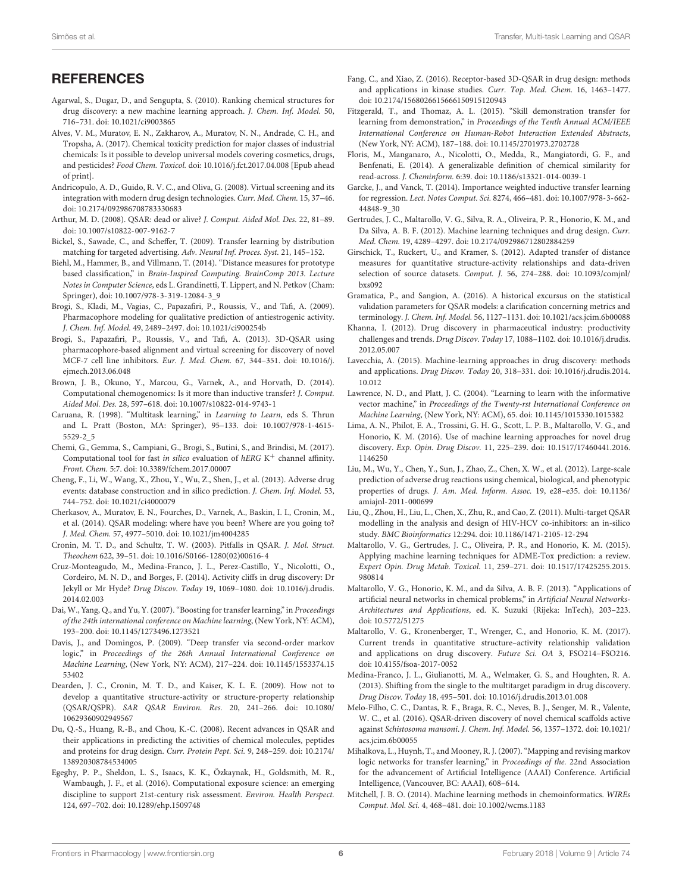## REFERENCES

Agarwal, S., Dugar, D., and Sengupta, S. (2010). Ranking chemical structures for drug discovery: a new machine learning approach. *J. Chem. Inf. Model.* 50, 716–731. doi: 10.1021/ci9003865

Alves, V. M., Muratov, E. N., Zakharov, A., Muratov, N. N., Andrade, C. H., and Tropsha, A. (2017). Chemical toxicity prediction for major classes of industrial chemicals: Is it possible to develop universal models covering cosmetics, drugs, and pesticides? *Food Chem. Toxicol.* doi: 10.1016/j.fct.2017.04.008 [Epub ahead of print].

Andricopulo, A. D., Guido, R. V. C., and Oliva, G. (2008). Virtual screening and its integration with modern drug design technologies. *Curr. Med. Chem.* 15, 37–46. doi: 10.2174/092986708783330683

Arthur, M. D. (2008). QSAR: dead or alive? *J. Comput. Aided Mol. Des.* 22, 81–89. doi: 10.1007/s10822-007-9162-7

Bickel, S., Sawade, C., and Scheffer, T. (2009). Transfer learning by distribution matching for targeted advertising. *Adv. Neural Inf. Proces. Syst.* 21, 145–152.

Biehl, M., Hammer, B., and Villmann, T. (2014). "Distance measures for prototype based classification," in *Brain-Inspired Computing. BrainComp 2013. Lecture Notes in Computer Science*, eds L. Grandinetti, T. Lippert, and N. Petkov (Cham: Springer), doi: 10.1007/978-3-319-12084-3_9

Brogi, S., Kladi, M., Vagias, C., Papazafiri, P., Roussis, V., and Tafi, A. (2009). Pharmacophore modeling for qualitative prediction of antiestrogenic activity. *J. Chem. Inf. Model.* 49, 2489–2497. doi: 10.1021/ci900254b

Brogi, S., Papazafiri, P., Roussis, V., and Tafi, A. (2013). 3D-QSAR using pharmacophore-based alignment and virtual screening for discovery of novel MCF-7 cell line inhibitors. *Eur. J. Med. Chem.* 67, 344–351. doi: 10.1016/j.ejmech.2013.06.048

Brown, J. B., Okuno, Y., Marcou, G., Varnek, A., and Horvath, D. (2014). Computational chemogenomics: Is it more than inductive transfer? *J. Comput. Aided Mol. Des.* 28, 597–618. doi: 10.1007/s10822-014-9743-1

Caruana, R. (1998). "Multitask learning," in *Learning to Learn*, eds S. Thrun and L. Pratt (Boston, MA: Springer), 95–133. doi: 10.1007/978-1-4615-5529-2_5

Chemi, G., Gemma, S., Campiani, G., Brogi, S., Butini, S., and Brindisi, M. (2017). Computational tool for fast *in silico* evaluation of *hERG* $K^+$ channel affinity. *Front. Chem.* 5:7. doi: 10.3389/fchem.2017.00007

Cheng, F., Li, W., Wang, X., Zhou, Y., Wu, Z., Shen, J., et al. (2013). Adverse drug events: database construction and in silico prediction. *J. Chem. Inf. Model.* 53, 744–752. doi: 10.1021/ci4000079

Cherkasov, A., Muratov, E. N., Fourches, D., Varnek, A., Baskin, I. I., Cronin, M., et al. (2014). QSAR modeling: where have you been? Where are you going to? *J. Med. Chem.* 57, 4977–5010. doi: 10.1021/jm4004285

Cronin, M. T. D., and Schultz, T. W. (2003). Pitfalls in QSAR. *J. Mol. Struct. Theochem* 622, 39–51. doi: 10.1016/S0166-1280(02)00616-4

Cruz-Monteagudo, M., Medina-Franco, J. L., Perez-Castillo, Y., Nicolotti, O., Cordeiro, M. N. D., and Borges, F. (2014). Activity cliffs in drug discovery: Dr Jekyll or Mr Hyde? *Drug Discov. Today* 19, 1069–1080. doi: 10.1016/j.drudis.2014.02.003

Dai, W., Yang, Q., and Yu, Y. (2007). "Boosting for transfer learning," in *Proceedings of the 24th international conference on Machine learning*, (New York, NY: ACM), 193–200. doi: 10.1145/1273496.1273521

Davis, J., and Domingos, P. (2009). "Deep transfer via second-order markov logic," in *Proceedings of the 26th Annual International Conference on Machine Learning*, (New York, NY: ACM), 217–224. doi: 10.1145/1553374.1553402

Dearden, J. C., Cronin, M. T. D., and Kaiser, K. L. E. (2009). How not to develop a quantitative structure-activity or structure-property relationship (QSAR/QSPR). *SAR QSAR Environ. Res.* 20, 241–266. doi: 10.1080/10629360902949567

Du, Q.-S., Huang, R.-B., and Chou, K.-C. (2008). Recent advances in QSAR and their applications in predicting the activities of chemical molecules, peptides and proteins for drug design. *Curr. Protein Pept. Sci.* 9, 248–259. doi: 10.2174/138920308784534005

Egeghy, P. P., Sheldon, L. S., Isaacs, K. K., Özkaynak, H., Goldsmith, M. R., Wambaugh, J. F., et al. (2016). Computational exposure science: an emerging discipline to support 21st-century risk assessment. *Environ. Health Perspect.* 124, 697–702. doi: 10.1289/ehp.1509748

Fang, C., and Xiao, Z. (2016). Receptor-based 3D-QSAR in drug design: methods and applications in kinase studies. *Curr. Top. Med. Chem.* 16, 1463–1477. doi: 10.2174/1568026615666150915120943

Fitzgerald, T., and Thomaz, A. L. (2015). "Skill demonstration transfer for learning from demonstration," in *Proceedings of the Tenth Annual ACM/IEEE International Conference on Human-Robot Interaction Extended Abstracts*, (New York, NY: ACM), 187–188. doi: 10.1145/2701973.2702728

Floris, M., Manganaro, A., Nicolotti, O., Medda, R., Mangiatordi, G. F., and Benfenati, E. (2014). A generalizable definition of chemical similarity for read-across. *J. Cheminform.* 6:39. doi: 10.1186/s13321-014-0039-1

Garcke, J., and Vanck, T. (2014). Importance weighted inductive transfer learning for regression. *Lect. Notes Comput. Sci.* 8274, 466–481. doi: 10.1007/978-3-662-44848-9_30

Gertrudes, J. C., Maltarollo, V. G., Silva, R. A., Oliveira, P. R., Honorio, K. M., and Da Silva, A. B. F. (2012). Machine learning techniques and drug design. *Curr. Med. Chem.* 19, 4289–4297. doi: 10.2174/092986712802884259

Girschick, T., Ruckert, U., and Kramer, S. (2012). Adapted transfer of distance measures for quantitative structure-activity relationships and data-driven selection of source datasets. *Comput. J.* 56, 274–288. doi: 10.1093/comjnl/bxs092

Gramatica, P., and Sangion, A. (2016). A historical excursus on the statistical validation parameters for QSAR models: a clarification concerning metrics and terminology. *J. Chem. Inf. Model.* 56, 1127–1131. doi: 10.1021/acs.jcim.6b00088

Khanna, I. (2012). Drug discovery in pharmaceutical industry: productivity challenges and trends. *Drug Discov. Today* 17, 1088–1102. doi: 10.1016/j.drudis.2012.05.007

Lavecchia, A. (2015). Machine-learning approaches in drug discovery: methods and applications. *Drug Discov. Today* 20, 318–331. doi: 10.1016/j.drudis.2014.10.012

Lawrence, N. D., and Platt, J. C. (2004). "Learning to learn with the informative vector machine," in *Proceedings of the Twenty-rst International Conference on Machine Learning*, (New York, NY: ACM), 65. doi: 10.1145/1015330.1015382

Lima, A. N., Philot, E. A., Trossini, G. H. G., Scott, L. P. B., Maltarollo, V. G., and Honorio, K. M. (2016). Use of machine learning approaches for novel drug discovery. *Exp. Opin. Drug Discov.* 11, 225–239. doi: 10.1517/17460441.2016.1146250

Liu, M., Wu, Y., Chen, Y., Sun, J., Zhao, Z., Chen, X. W., et al. (2012). Large-scale prediction of adverse drug reactions using chemical, biological, and phenotypic properties of drugs. *J. Am. Med. Inform. Assoc.* 19, e28–e35. doi: 10.1136/amiajnl-2011-000699

Liu, Q., Zhou, H., Liu, L., Chen, X., Zhu, R., and Cao, Z. (2011). Multi-target QSAR modelling in the analysis and design of HIV-HCV co-inhibitors: an in-silico study. *BMC Bioinformatics* 12:294. doi: 10.1186/1471-2105-12-294

Maltarollo, V. G., Gertrudes, J. C., Oliveira, P. R., and Honorio, K. M. (2015). Applying machine learning techniques for ADME-Tox prediction: a review. *Expert Opin. Drug Metab. Toxicol.* 11, 259–271. doi: 10.1517/17425255.2015.980814

Maltarollo, V. G., Honorio, K. M., and da Silva, A. B. F. (2013). "Applications of artificial neural networks in chemical problems," in *Artificial Neural Networks-Architectures and Applications*, ed. K. Suzuki (Rijeka: InTech), 203–223. doi: 10.5772/51275

Maltarollo, V. G., Kronenberger, T., Wrenger, C., and Honorio, K. M. (2017). Current trends in quantitative structure–activity relationship validation and applications on drug discovery. *Future Sci. OA* 3, FSO214–FSO216. doi: 10.4155/fsoa-2017-0052

Medina-Franco, J. L., Giulianotti, M. A., Welmaker, G. S., and Houghten, R. A. (2013). Shifting from the single to the multitarget paradigm in drug discovery. *Drug Discov. Today* 18, 495–501. doi: 10.1016/j.drudis.2013.01.008

Melo-Filho, C. C., Dantas, R. F., Braga, R. C., Neves, B. J., Senger, M. R., Valente, W. C., et al. (2016). QSAR-driven discovery of novel chemical scaffolds active against *Schistosoma mansoni*. *J. Chem. Inf. Model.* 56, 1357–1372. doi: 10.1021/acs.jcim.6b00055

Mihalkova, L., Huynh, T., and Mooney, R. J. (2007). "Mapping and revising markov logic networks for transfer learning," in *Proceedings of the.* 22nd Association for the advancement of Artificial Intelligence (AAAI) Conference. Artificial Intelligence, (Vancouver, BC: AAAI), 608–614.

Mitchell, J. B. O. (2014). Machine learning methods in chemoinformatics. *WIREs Comput. Mol. Sci.* 4, 468–481. doi: 10.1002/wcms.1183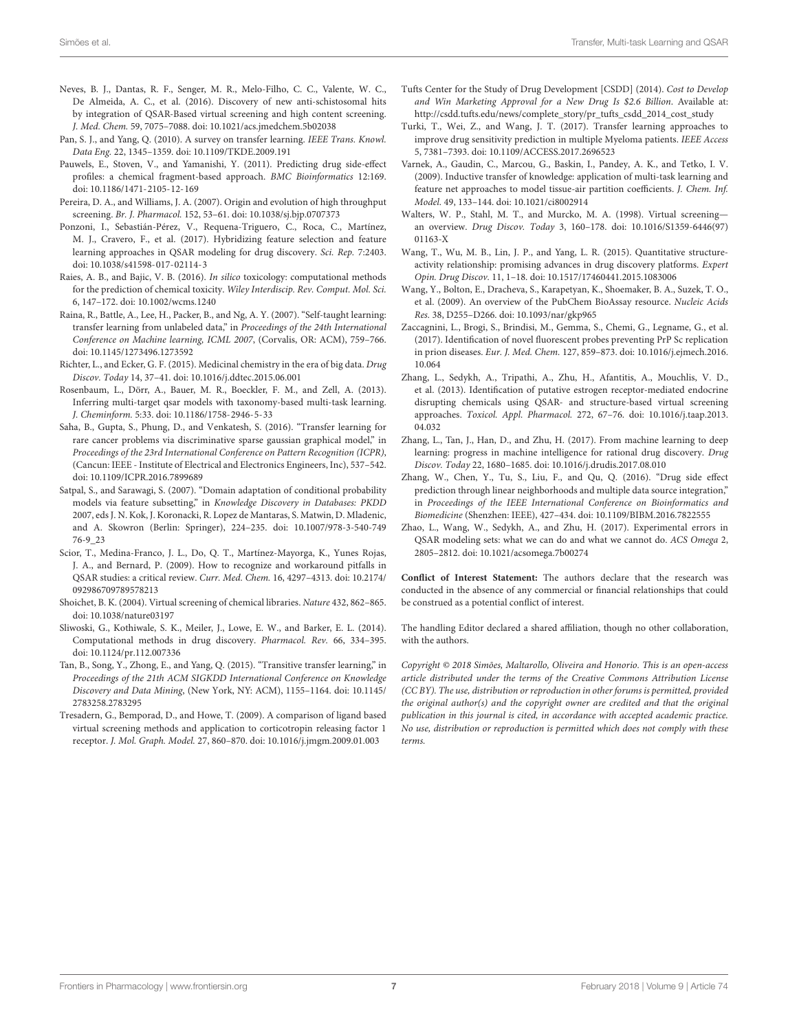Neves, B. J., Dantas, R. F., Senger, M. R., Melo-Filho, C. C., Valente, W. C., De Almeida, A. C., et al. (2016). Discovery of new anti-schistosomal hits by integration of QSAR-Based virtual screening and high content screening. *J. Med. Chem.* 59, 7075–7088. doi: 10.1021/acs.jmedchem.5b02038

Pan, S. J., and Yang, Q. (2010). A survey on transfer learning. *IEEE Trans. Knowl. Data Eng.* 22, 1345–1359. doi: 10.1109/TKDE.2009.191

Pauwels, E., Stoven, V., and Yamanishi, Y. (2011). Predicting drug side-effect profiles: a chemical fragment-based approach. *BMC Bioinformatics* 12:169. doi: 10.1186/1471-2105-12-169

Pereira, D. A., and Williams, J. A. (2007). Origin and evolution of high throughput screening. *Br. J. Pharmacol.* 152, 53–61. doi: 10.1038/sj.bjp.0707373

Ponzoni, I., Sebastián-Pérez, V., Requena-Triguero, C., Roca, C., Martínez, M. J., Cravero, F., et al. (2017). Hybridizing feature selection and feature learning approaches in QSAR modeling for drug discovery. *Sci. Rep.* 7:2403. doi: 10.1038/s41598-017-02114-3

Raies, A. B., and Bajic, V. B. (2016). *In silico* toxicology: computational methods for the prediction of chemical toxicity. *Wiley Interdiscip. Rev. Comput. Mol. Sci.* 6, 147–172. doi: 10.1002/wcms.1240

Raina, R., Battle, A., Lee, H., Packer, B., and Ng, A. Y. (2007). "Self-taught learning: transfer learning from unlabeled data," in *Proceedings of the 24th International Conference on Machine learning, ICML 2007*, (Corvalis, OR: ACM), 759–766. doi: 10.1145/1273496.1273592

Richter, L., and Ecker, G. F. (2015). Medicinal chemistry in the era of big data. *Drug Discov. Today* 14, 37–41. doi: 10.1016/j.ddtec.2015.06.001

Rosenbaum, L., Dörr, A., Bauer, M. R., Boeckler, F. M., and Zell, A. (2013). Inferring multi-target qsar models with taxonomy-based multi-task learning. *J. Cheminform.* 5:33. doi: 10.1186/1758-2946-5-33

Saha, B., Gupta, S., Phung, D., and Venkatesh, S. (2016). "Transfer learning for rare cancer problems via discriminative sparse gaussian graphical model," in *Proceedings of the 23rd International Conference on Pattern Recognition (ICPR)*, (Cancun: IEEE - Institute of Electrical and Electronics Engineers, Inc), 537–542. doi: 10.1109/ICPR.2016.7899689

Satpal, S., and Sarawagi, S. (2007). "Domain adaptation of conditional probability models via feature subsetting," in *Knowledge Discovery in Databases: PKDD* 2007, eds J. N. Kok, J. Koronacki, R. Lopez de Mantaras, S. Matwin, D. Mladenic, and A. Skowron (Berlin: Springer), 224–235. doi: 10.1007/978-3-540-749 76-9_23

Scior, T., Medina-Franco, J. L., Do, Q. T., Martínez-Mayorga, K., Yunes Rojas, J. A., and Bernard, P. (2009). How to recognize and workaround pitfalls in QSAR studies: a critical review. *Curr. Med. Chem.* 16, 4297–4313. doi: 10.2174/092986709789578213

Shoichet, B. K. (2004). Virtual screening of chemical libraries. *Nature* 432, 862–865. doi: 10.1038/nature03197

Sliwoski, G., Kothiwale, S. K., Meiler, J., Lowe, E. W., and Barker, E. L. (2014). Computational methods in drug discovery. *Pharmacol. Rev.* 66, 334–395. doi: 10.1124/pr.112.007336

Tan, B., Song, Y., Zhong, E., and Yang, Q. (2015). "Transitive transfer learning," in *Proceedings of the 21th ACM SIGKDD International Conference on Knowledge Discovery and Data Mining*, (New York, NY: ACM), 1155–1164. doi: 10.1145/2783258.2783295

Tresadern, G., Bemporad, D., and Howe, T. (2009). A comparison of ligand based virtual screening methods and application to corticotropin releasing factor 1 receptor. *J. Mol. Graph. Model.* 27, 860–870. doi: 10.1016/j.jmgm.2009.01.003

Tufts Center for the Study of Drug Development [CSDD] (2014). *Cost to Develop and Win Marketing Approval for a New Drug Is $2.6 Billion*. Available at: http://csdd.tufts.edu/news/complete_story/pr_tufts_csdd_2014_cost_study

Turki, T., Wei, Z., and Wang, J. T. (2017). Transfer learning approaches to improve drug sensitivity prediction in multiple Myeloma patients. *IEEE Access* 5, 7381–7393. doi: 10.1109/ACCESS.2017.2696523

Varnek, A., Gaudin, C., Marcou, G., Baskin, I., Pandey, A. K., and Tetko, I. V. (2009). Inductive transfer of knowledge: application of multi-task learning and feature net approaches to model tissue-air partition coefficients. *J. Chem. Inf. Model.* 49, 133–144. doi: 10.1021/ci8002914

Walters, W. P., Stahl, M. T., and Murcko, M. A. (1998). Virtual screening—an overview. *Drug Discov. Today* 3, 160–178. doi: 10.1016/S1359-6446(97)01163-X

Wang, T., Wu, M. B., Lin, J. P., and Yang, L. R. (2015). Quantitative structure-activity relationship: promising advances in drug discovery platforms. *Expert Opin. Drug Discov.* 11, 1–18. doi: 10.1517/17460441.2015.1083006

Wang, Y., Bolton, E., Dracheva, S., Karapetyan, K., Shoemaker, B. A., Suzek, T. O., et al. (2009). An overview of the PubChem BioAssay resource. *Nucleic Acids Res.* 38, D255–D266. doi: 10.1093/nar/gkp965

Zaccagnini, L., Brogi, S., Brindisi, M., Gemma, S., Chemi, G., Legname, G., et al. (2017). Identification of novel fluorescent probes preventing PrP Sc replication in prion diseases. *Eur. J. Med. Chem.* 127, 859–873. doi: 10.1016/j.ejmech.2016.10.064

Zhang, L., Sedykh, A., Tripathi, A., Zhu, H., Afantitis, A., Mouchlis, V. D., et al. (2013). Identification of putative estrogen receptor-mediated endocrine disrupting chemicals using QSAR- and structure-based virtual screening approaches. *Toxicol. Appl. Pharmacol.* 272, 67–76. doi: 10.1016/j.taap.2013.04.032

Zhang, L., Tan, J., Han, D., and Zhu, H. (2017). From machine learning to deep learning: progress in machine intelligence for rational drug discovery. *Drug Discov. Today* 22, 1680–1685. doi: 10.1016/j.drudis.2017.08.010

Zhang, W., Chen, Y., Tu, S., Liu, F., and Qu, Q. (2016). "Drug side effect prediction through linear neighborhoods and multiple data source integration," in *Proceedings of the IEEE International Conference on Bioinformatics and Biomedicine* (Shenzhen: IEEE), 427–434. doi: 10.1109/BIBM.2016.7822555

Zhao, L., Wang, W., Sedykh, A., and Zhu, H. (2017). Experimental errors in QSAR modeling sets: what we can do and what we cannot do. *ACS Omega* 2, 2805–2812. doi: 10.1021/acsomega.7b00274

**Conflict of Interest Statement:** The authors declare that the research was conducted in the absence of any commercial or financial relationships that could be construed as a potential conflict of interest.

The handling Editor declared a shared affiliation, though no other collaboration, with the authors.

*Copyright © 2018 Simões, Maltarollo, Oliveira and Honorio. This is an open-access article distributed under the terms of the Creative Commons Attribution License (CC BY). The use, distribution or reproduction in other forums is permitted, provided the original author(s) and the copyright owner are credited and that the original publication in this journal is cited, in accordance with accepted academic practice. No use, distribution or reproduction is permitted which does not comply with these terms.*